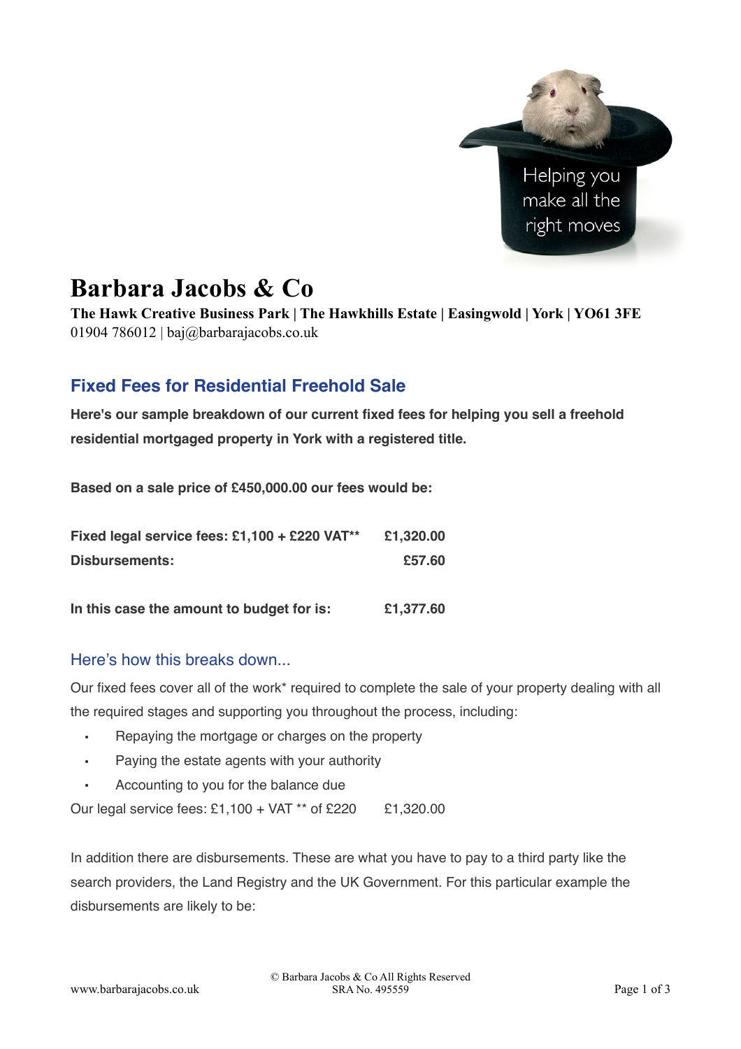# Barbara Jacobs & Co

**The Hawk Creative Business Park | The Hawkhills Estate | Easingwold | York | YO61 3FE**
01904 786012 | baj@barbarajacobs.co.uk

## Fixed Fees for Residential Freehold Sale

**Here's our sample breakdown of our current fixed fees for helping you sell a freehold residential mortgaged property in York with a registered title.**

**Based on a sale price of £450,000.00 our fees would be:**

| | |
|---|---|
| **Fixed legal service fees: £1,100 + £220 VAT**** | **£1,320.00** |
| **Disbursements:** | **£57.60** |
| | |
| **In this case the amount to budget for is:** | **£1,377.60** |

## Here's how this breaks down...

Our fixed fees cover all of the work* required to complete the sale of your property dealing with all the required stages and supporting you throughout the process, including:

- Repaying the mortgage or charges on the property
- Paying the estate agents with your authority
- Accounting to you for the balance due

Our legal service fees: £1,100 + VAT ** of £220 £1,320.00

In addition there are disbursements. These are what you have to pay to a third party like the search providers, the Land Registry and the UK Government. For this particular example the disbursements are likely to be: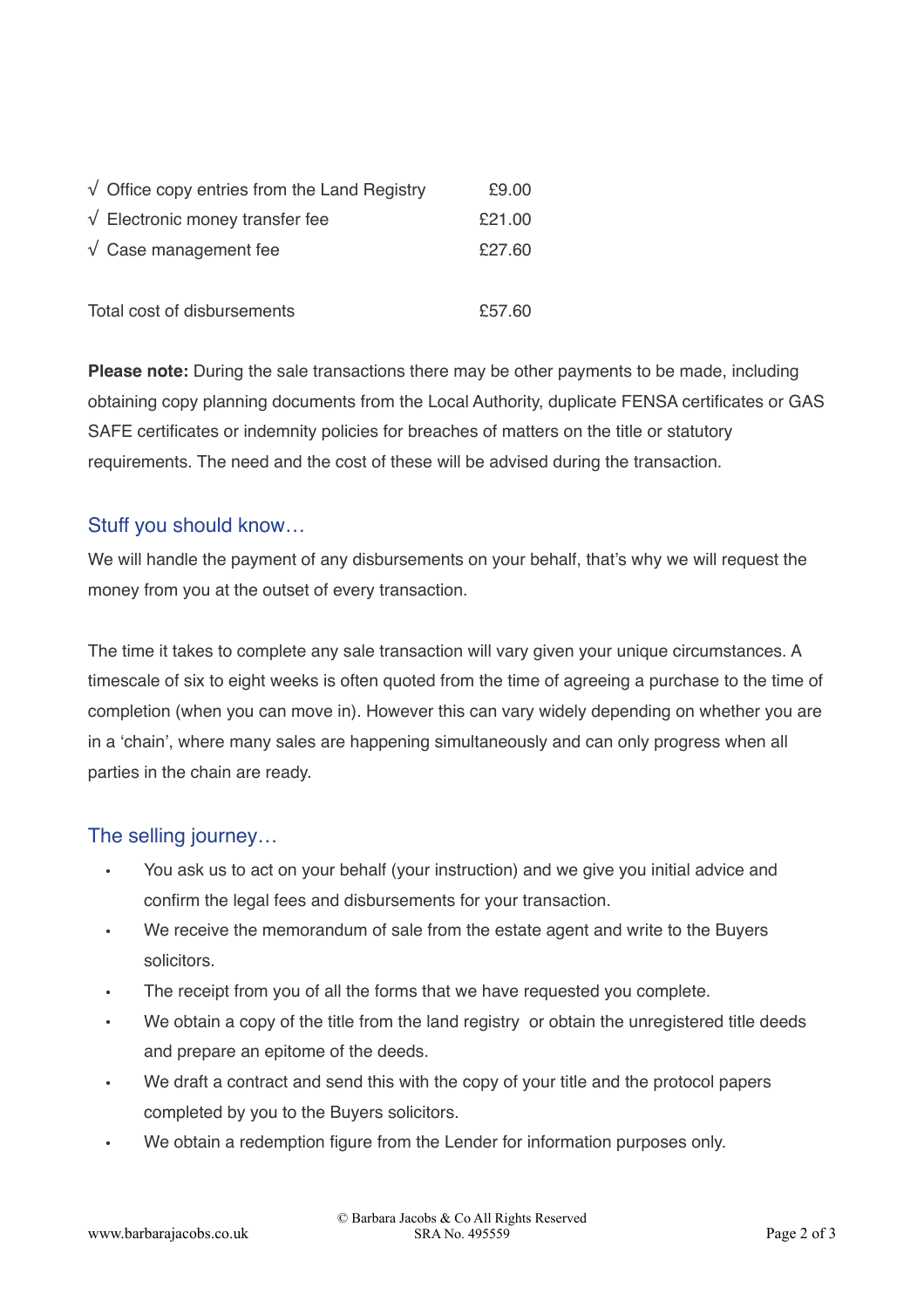| | |
|---|---|
| √ Office copy entries from the Land Registry | £9.00 |
| √ Electronic money transfer fee | £21.00 |
| √ Case management fee | £27.60 |
| | |
| Total cost of disbursements | £57.60 |

**Please note:** During the sale transactions there may be other payments to be made, including obtaining copy planning documents from the Local Authority, duplicate FENSA certificates or GAS SAFE certificates or indemnity policies for breaches of matters on the title or statutory requirements. The need and the cost of these will be advised during the transaction.

## Stuff you should know…

We will handle the payment of any disbursements on your behalf, that's why we will request the money from you at the outset of every transaction.

The time it takes to complete any sale transaction will vary given your unique circumstances. A timescale of six to eight weeks is often quoted from the time of agreeing a purchase to the time of completion (when you can move in). However this can vary widely depending on whether you are in a 'chain', where many sales are happening simultaneously and can only progress when all parties in the chain are ready.

## The selling journey…

- You ask us to act on your behalf (your instruction) and we give you initial advice and confirm the legal fees and disbursements for your transaction.
- We receive the memorandum of sale from the estate agent and write to the Buyers solicitors.
- The receipt from you of all the forms that we have requested you complete.
- We obtain a copy of the title from the land registry or obtain the unregistered title deeds and prepare an epitome of the deeds.
- We draft a contract and send this with the copy of your title and the protocol papers completed by you to the Buyers solicitors.
- We obtain a redemption figure from the Lender for information purposes only.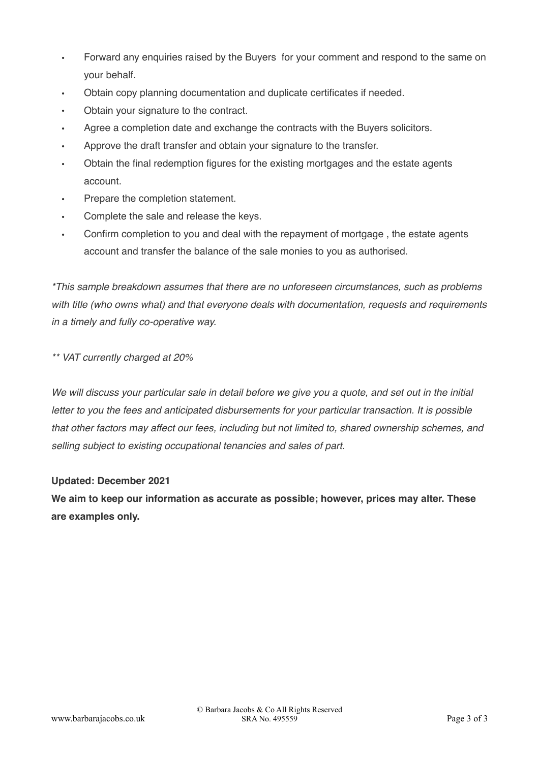- Forward any enquiries raised by the Buyers for your comment and respond to the same on your behalf.
- Obtain copy planning documentation and duplicate certificates if needed.
- Obtain your signature to the contract.
- Agree a completion date and exchange the contracts with the Buyers solicitors.
- Approve the draft transfer and obtain your signature to the transfer.
- Obtain the final redemption figures for the existing mortgages and the estate agents account.
- Prepare the completion statement.
- Complete the sale and release the keys.
- Confirm completion to you and deal with the repayment of mortgage , the estate agents account and transfer the balance of the sale monies to you as authorised.

*\*This sample breakdown assumes that there are no unforeseen circumstances, such as problems with title (who owns what) and that everyone deals with documentation, requests and requirements in a timely and fully co-operative way.*

*\*\* VAT currently charged at 20%*

*We will discuss your particular sale in detail before we give you a quote, and set out in the initial letter to you the fees and anticipated disbursements for your particular transaction. It is possible that other factors may affect our fees, including but not limited to, shared ownership schemes, and selling subject to existing occupational tenancies and sales of part.*

**Updated: December 2021**

**We aim to keep our information as accurate as possible; however, prices may alter. These are examples only.**